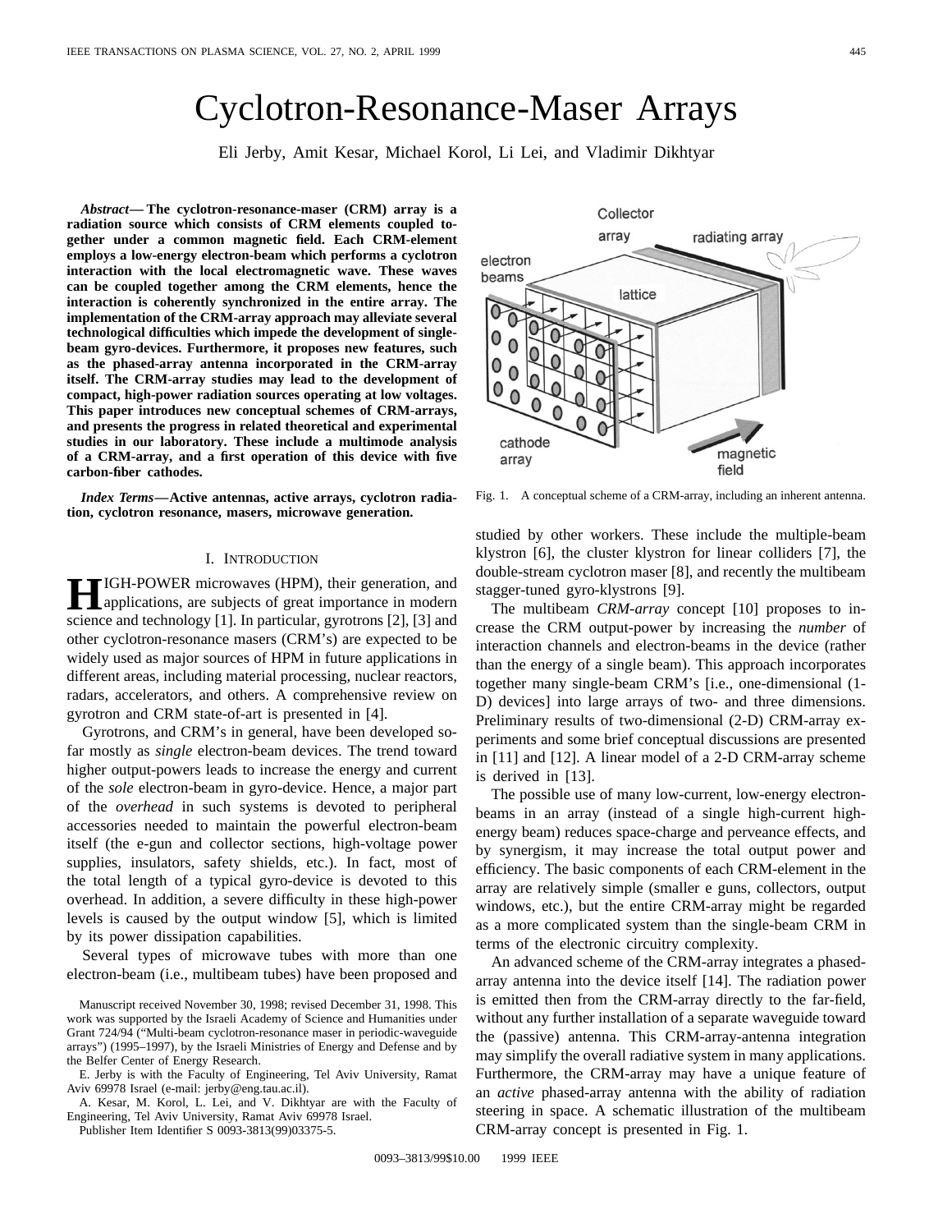# Cyclotron-Resonance-Maser Arrays

Eli Jerby, Amit Kesar, Michael Korol, Li Lei, and Vladimir Dikhtyar

***Abstract*—The cyclotron-resonance-maser (CRM) array is a radiation source which consists of CRM elements coupled together under a common magnetic field. Each CRM-element employs a low-energy electron-beam which performs a cyclotron interaction with the local electromagnetic wave. These waves can be coupled together among the CRM elements, hence the interaction is coherently synchronized in the entire array. The implementation of the CRM-array approach may alleviate several technological difficulties which impede the development of single-beam gyro-devices. Furthermore, it proposes new features, such as the phased-array antenna incorporated in the CRM-array itself. The CRM-array studies may lead to the development of compact, high-power radiation sources operating at low voltages. This paper introduces new conceptual schemes of CRM-arrays, and presents the progress in related theoretical and experimental studies in our laboratory. These include a multimode analysis of a CRM-array, and a first operation of this device with five carbon-fiber cathodes.**

***Index Terms*—Active antennas, active arrays, cyclotron radiation, cyclotron resonance, masers, microwave generation.**

## I. Introduction

HIGH-POWER microwaves (HPM), their generation, and applications, are subjects of great importance in modern science and technology [1]. In particular, gyrotrons [2], [3] and other cyclotron-resonance masers (CRM's) are expected to be widely used as major sources of HPM in future applications in different areas, including material processing, nuclear reactors, radars, accelerators, and others. A comprehensive review on gyrotron and CRM state-of-art is presented in [4].

Gyrotrons, and CRM's in general, have been developed so-far mostly as *single* electron-beam devices. The trend toward higher output-powers leads to increase the energy and current of the *sole* electron-beam in gyro-device. Hence, a major part of the *overhead* in such systems is devoted to peripheral accessories needed to maintain the powerful electron-beam itself (the e-gun and collector sections, high-voltage power supplies, insulators, safety shields, etc.). In fact, most of the total length of a typical gyro-device is devoted to this overhead. In addition, a severe difficulty in these high-power levels is caused by the output window [5], which is limited by its power dissipation capabilities.

Several types of microwave tubes with more than one electron-beam (i.e., multibeam tubes) have been proposed and studied by other workers. These include the multiple-beam klystron [6], the cluster klystron for linear colliders [7], the double-stream cyclotron maser [8], and recently the multibeam stagger-tuned gyro-klystrons [9].

Manuscript received November 30, 1998; revised December 31, 1998. This work was supported by the Israeli Academy of Science and Humanities under Grant 724/94 ("Multi-beam cyclotron-resonance maser in periodic-waveguide arrays") (1995–1997), by the Israeli Ministries of Energy and Defense and by the Belfer Center of Energy Research.

E. Jerby is with the Faculty of Engineering, Tel Aviv University, Ramat Aviv 69978 Israel (e-mail: jerby@eng.tau.ac.il).

A. Kesar, M. Korol, L. Lei, and V. Dikhtyar are with the Faculty of Engineering, Tel Aviv University, Ramat Aviv 69978 Israel.

Publisher Item Identifier S 0093-3813(99)03375-5.

Fig. 1. A conceptual scheme of a CRM-array, including an inherent antenna.

The multibeam *CRM-array* concept [10] proposes to increase the CRM output-power by increasing the *number* of interaction channels and electron-beams in the device (rather than the energy of a single beam). This approach incorporates together many single-beam CRM's [i.e., one-dimensional (1-D) devices] into large arrays of two- and three dimensions. Preliminary results of two-dimensional (2-D) CRM-array experiments and some brief conceptual discussions are presented in [11] and [12]. A linear model of a 2-D CRM-array scheme is derived in [13].

The possible use of many low-current, low-energy electron-beams in an array (instead of a single high-current high-energy beam) reduces space-charge and perveance effects, and by synergism, it may increase the total output power and efficiency. The basic components of each CRM-element in the array are relatively simple (smaller e guns, collectors, output windows, etc.), but the entire CRM-array might be regarded as a more complicated system than the single-beam CRM in terms of the electronic circuitry complexity.

An advanced scheme of the CRM-array integrates a phased-array antenna into the device itself [14]. The radiation power is emitted then from the CRM-array directly to the far-field, without any further installation of a separate waveguide toward the (passive) antenna. This CRM-array-antenna integration may simplify the overall radiative system in many applications. Furthermore, the CRM-array may have a unique feature of an *active* phased-array antenna with the ability of radiation steering in space. A schematic illustration of the multibeam CRM-array concept is presented in Fig. 1.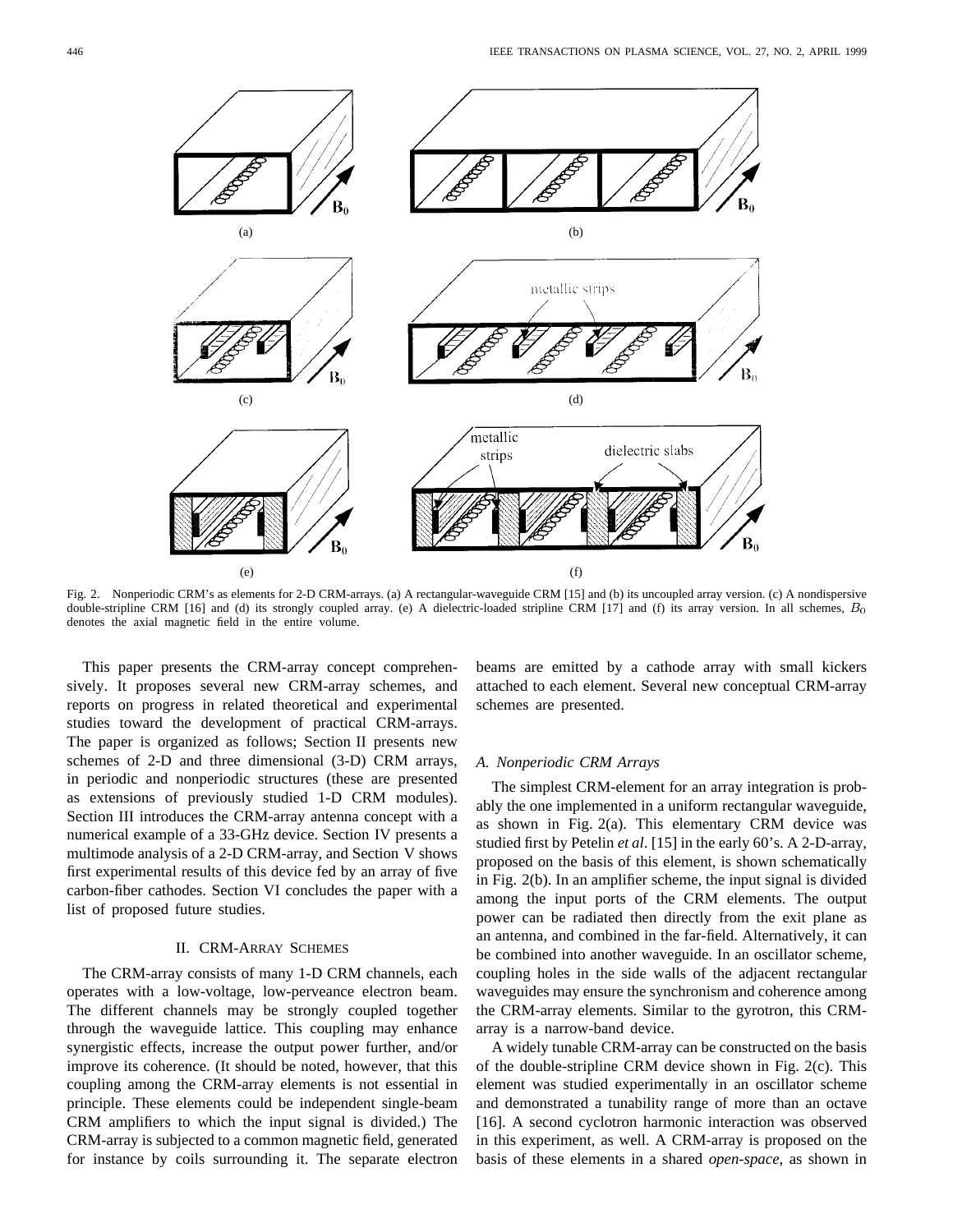Fig. 2. Nonperiodic CRM's as elements for 2-D CRM-arrays. (a) A rectangular-waveguide CRM [15] and (b) its uncoupled array version. (c) A nondispersive double-stripline CRM [16] and (d) its strongly coupled array. (e) A dielectric-loaded stripline CRM [17] and (f) its array version. In all schemes, $B_0$ denotes the axial magnetic field in the entire volume.

This paper presents the CRM-array concept comprehensively. It proposes several new CRM-array schemes, and reports on progress in related theoretical and experimental studies toward the development of practical CRM-arrays. The paper is organized as follows; Section II presents new schemes of 2-D and three dimensional (3-D) CRM arrays, in periodic and nonperiodic structures (these are presented as extensions of previously studied 1-D CRM modules). Section III introduces the CRM-array antenna concept with a numerical example of a 33-GHz device. Section IV presents a multimode analysis of a 2-D CRM-array, and Section V shows first experimental results of this device fed by an array of five carbon-fiber cathodes. Section VI concludes the paper with a list of proposed future studies.

## II. CRM-Array Schemes

The CRM-array consists of many 1-D CRM channels, each operates with a low-voltage, low-perveance electron beam. The different channels may be strongly coupled together through the waveguide lattice. This coupling may enhance synergistic effects, increase the output power further, and/or improve its coherence. (It should be noted, however, that this coupling among the CRM-array elements is not essential in principle. These elements could be independent single-beam CRM amplifiers to which the input signal is divided.) The CRM-array is subjected to a common magnetic field, generated for instance by coils surrounding it. The separate electron beams are emitted by a cathode array with small kickers attached to each element. Several new conceptual CRM-array schemes are presented.

### A. Nonperiodic CRM Arrays

The simplest CRM-element for an array integration is probably the one implemented in a uniform rectangular waveguide, as shown in Fig. 2(a). This elementary CRM device was studied first by Petelin *et al.* [15] in the early 60's. A 2-D-array, proposed on the basis of this element, is shown schematically in Fig. 2(b). In an amplifier scheme, the input signal is divided among the input ports of the CRM elements. The output power can be radiated then directly from the exit plane as an antenna, and combined in the far-field. Alternatively, it can be combined into another waveguide. In an oscillator scheme, coupling holes in the side walls of the adjacent rectangular waveguides may ensure the synchronism and coherence among the CRM-array elements. Similar to the gyrotron, this CRM-array is a narrow-band device.

A widely tunable CRM-array can be constructed on the basis of the double-stripline CRM device shown in Fig. 2(c). This element was studied experimentally in an oscillator scheme and demonstrated a tunability range of more than an octave [16]. A second cyclotron harmonic interaction was observed in this experiment, as well. A CRM-array is proposed on the basis of these elements in a shared *open-space*, as shown in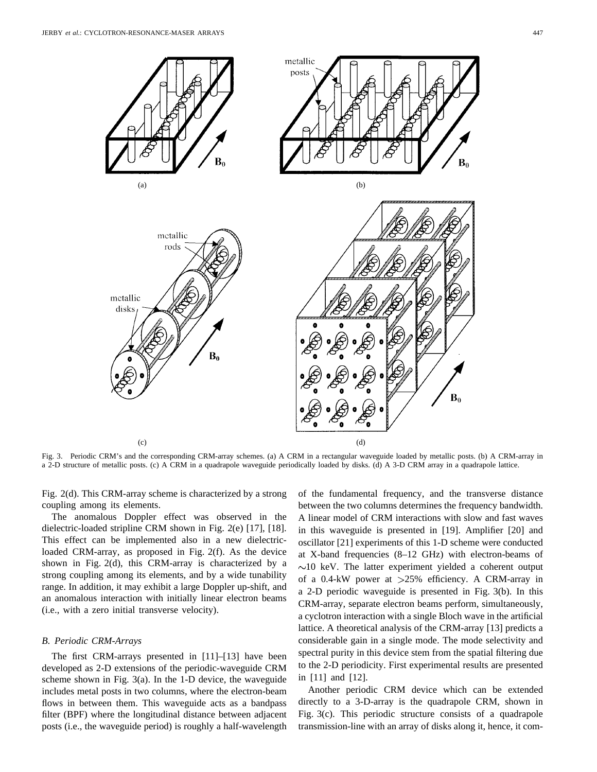Fig. 3. Periodic CRM's and the corresponding CRM-array schemes. (a) A CRM in a rectangular waveguide loaded by metallic posts. (b) A CRM-array in a 2-D structure of metallic posts. (c) A CRM in a quadrapole waveguide periodically loaded by disks. (d) A 3-D CRM array in a quadrapole lattice.

Fig. 2(d). This CRM-array scheme is characterized by a strong coupling among its elements.

The anomalous Doppler effect was observed in the dielectric-loaded stripline CRM shown in Fig. 2(e) [17], [18]. This effect can be implemented also in a new dielectric-loaded CRM-array, as proposed in Fig. 2(f). As the device shown in Fig. 2(d), this CRM-array is characterized by a strong coupling among its elements, and by a wide tunability range. In addition, it may exhibit a large Doppler up-shift, and an anomalous interaction with initially linear electron beams (i.e., with a zero initial transverse velocity).

### *B. Periodic CRM-Arrays*

The first CRM-arrays presented in [11]–[13] have been developed as 2-D extensions of the periodic-waveguide CRM scheme shown in Fig. 3(a). In the 1-D device, the waveguide includes metal posts in two columns, where the electron-beam flows in between them. This waveguide acts as a bandpass filter (BPF) where the longitudinal distance between adjacent posts (i.e., the waveguide period) is roughly a half-wavelength of the fundamental frequency, and the transverse distance between the two columns determines the frequency bandwidth. A linear model of CRM interactions with slow and fast waves in this waveguide is presented in [19]. Amplifier [20] and oscillator [21] experiments of this 1-D scheme were conducted at X-band frequencies (8–12 GHz) with electron-beams of $\sim$10 keV. The latter experiment yielded a coherent output of a 0.4-kW power at $>$25% efficiency. A CRM-array in a 2-D periodic waveguide is presented in Fig. 3(b). In this CRM-array, separate electron beams perform, simultaneously, a cyclotron interaction with a single Bloch wave in the artificial lattice. A theoretical analysis of the CRM-array [13] predicts a considerable gain in a single mode. The mode selectivity and spectral purity in this device stem from the spatial filtering due to the 2-D periodicity. First experimental results are presented in [11] and [12].

Another periodic CRM device which can be extended directly to a 3-D-array is the quadrapole CRM, shown in Fig. 3(c). This periodic structure consists of a quadrapole transmission-line with an array of disks along it, hence, it com-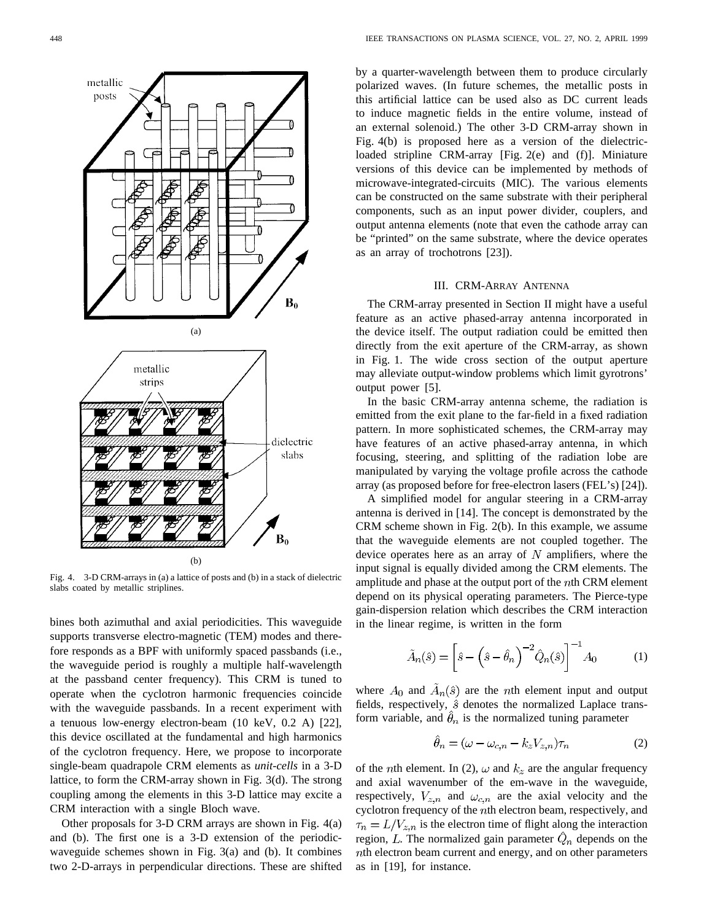Fig. 4. 3-D CRM-arrays in (a) a lattice of posts and (b) in a stack of dielectric slabs coated by metallic striplines.

bines both azimuthal and axial periodicities. This waveguide supports transverse electro-magnetic (TEM) modes and therefore responds as a BPF with uniformly spaced passbands (i.e., the waveguide period is roughly a multiple half-wavelength at the passband center frequency). This CRM is tuned to operate when the cyclotron harmonic frequencies coincide with the waveguide passbands. In a recent experiment with a tenuous low-energy electron-beam (10 keV, 0.2 A) [22], this device oscillated at the fundamental and high harmonics of the cyclotron frequency. Here, we propose to incorporate single-beam quadrapole CRM elements as *unit-cells* in a 3-D lattice, to form the CRM-array shown in Fig. 3(d). The strong coupling among the elements in this 3-D lattice may excite a CRM interaction with a single Bloch wave.

Other proposals for 3-D CRM arrays are shown in Fig. 4(a) and (b). The first one is a 3-D extension of the periodic-waveguide schemes shown in Fig. 3(a) and (b). It combines two 2-D-arrays in perpendicular directions. These are shifted by a quarter-wavelength between them to produce circularly polarized waves. (In future schemes, the metallic posts in this artificial lattice can be used also as DC current leads to induce magnetic fields in the entire volume, instead of an external solenoid.) The other 3-D CRM-array shown in Fig. 4(b) is proposed here as a version of the dielectric-loaded stripline CRM-array [Fig. 2(e) and (f)]. Miniature versions of this device can be implemented by methods of microwave-integrated-circuits (MIC). The various elements can be constructed on the same substrate with their peripheral components, such as an input power divider, couplers, and output antenna elements (note that even the cathode array can be "printed" on the same substrate, where the device operates as an array of trochotrons [23]).

## III. CRM-Array Antenna

The CRM-array presented in Section II might have a useful feature as an active phased-array antenna incorporated in the device itself. The output radiation could be emitted then directly from the exit aperture of the CRM-array, as shown in Fig. 1. The wide cross section of the output aperture may alleviate output-window problems which limit gyrotrons' output power [5].

In the basic CRM-array antenna scheme, the radiation is emitted from the exit plane to the far-field in a fixed radiation pattern. In more sophisticated schemes, the CRM-array may have features of an active phased-array antenna, in which focusing, steering, and splitting of the radiation lobe are manipulated by varying the voltage profile across the cathode array (as proposed before for free-electron lasers (FEL's) [24]).

A simplified model for angular steering in a CRM-array antenna is derived in [14]. The concept is demonstrated by the CRM scheme shown in Fig. 2(b). In this example, we assume that the waveguide elements are not coupled together. The device operates here as an array of $N$ amplifiers, where the input signal is equally divided among the CRM elements. The amplitude and phase at the output port of the $n$th CRM element depend on its physical operating parameters. The Pierce-type gain-dispersion relation which describes the CRM interaction in the linear regime, is written in the form

$$\tilde{A}_n(\hat{s}) = \left[\hat{s} - \left(\hat{s} - \hat{\theta}_n\right)^{-2} \hat{Q}_n(\hat{s})\right]^{-1} A_0 \tag{1}$$

where $A_0$ and $\tilde{A}_n(\hat{s})$ are the $n$th element input and output fields, respectively, $\hat{s}$ denotes the normalized Laplace transform variable, and $\hat{\theta}_n$ is the normalized tuning parameter

$$\hat{\theta}_n = (\omega - \omega_{c,n} - k_z V_{z,n})\tau_n \tag{2}$$

of the $n$th element. In (2), $\omega$ and $k_z$ are the angular frequency and axial wavenumber of the em-wave in the waveguide, respectively, $V_{z,n}$ and $\omega_{c,n}$ are the axial velocity and the cyclotron frequency of the $n$th electron beam, respectively, and $\tau_n = L/V_{z,n}$ is the electron time of flight along the interaction region, $L$. The normalized gain parameter $\hat{Q}_n$ depends on the $n$th electron beam current and energy, and on other parameters as in [19], for instance.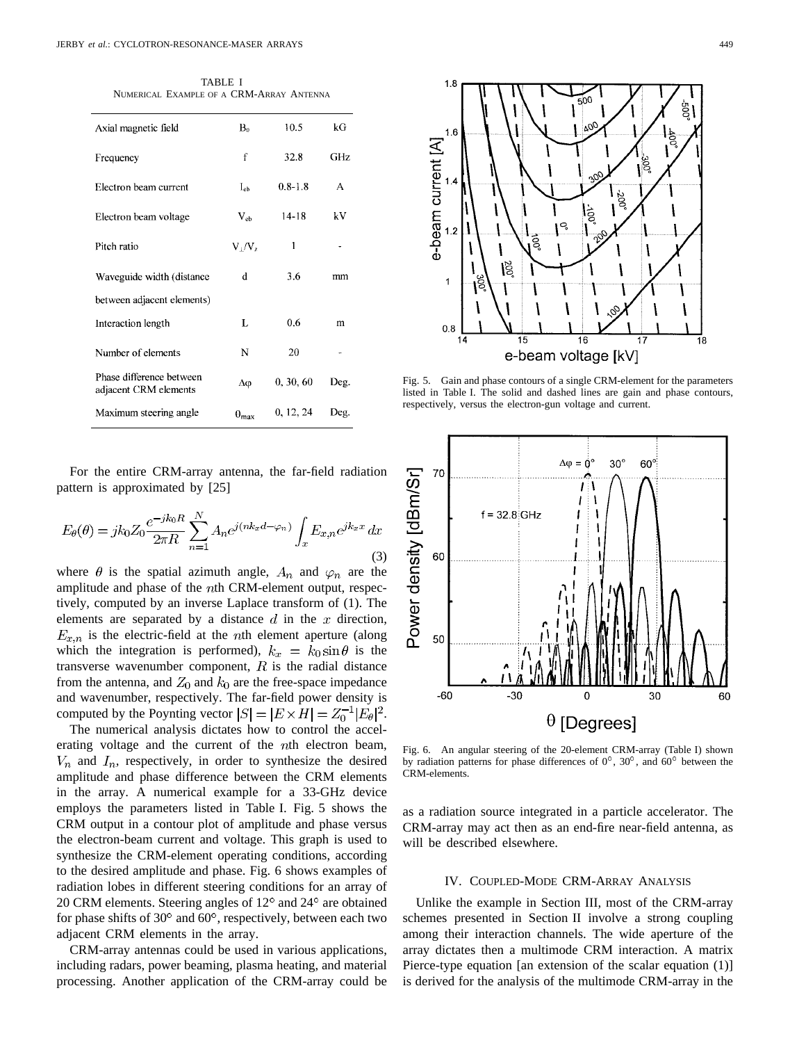TABLE I
NUMERICAL EXAMPLE OF A CRM-ARRAY ANTENNA

| | | | |
|---|---|---|---|
| Axial magnetic field | $B_0$ | 10.5 | kG |
| Frequency | f | 32.8 | GHz |
| Electron beam current | $I_{eb}$ | 0.8-1.8 | A |
| Electron beam voltage | $V_{eb}$ | 14-18 | kV |
| Pitch ratio | $V_\perp/V_z$ | 1 | - |
| Waveguide width (distance between adjacent elements) | d | 3.6 | mm |
| Interaction length | L | 0.6 | m |
| Number of elements | N | 20 | - |
| Phase difference between adjacent CRM elements | $\Delta\varphi$ | 0, 30, 60 | Deg. |
| Maximum steering angle | $\theta_{max}$ | 0, 12, 24 | Deg. |

For the entire CRM-array antenna, the far-field radiation pattern is approximated by [25]

$$E_\theta(\theta) = jk_0 Z_0 \frac{e^{-jk_0 R}}{2\pi R} \sum_{n=1}^{N} A_n e^{j(nk_x d - \varphi_n)} \int_x E_{x,n} e^{jk_x x}\, dx \tag{3}$$

where $\theta$ is the spatial azimuth angle, $A_n$ and $\varphi_n$ are the amplitude and phase of the $n$th CRM-element output, respectively, computed by an inverse Laplace transform of (1). The elements are separated by a distance $d$ in the $x$ direction, $E_{x,n}$ is the electric-field at the $n$th element aperture (along which the integration is performed), $k_x = k_0 \sin\theta$ is the transverse wavenumber component, $R$ is the radial distance from the antenna, and $Z_0$ and $k_0$ are the free-space impedance and wavenumber, respectively. The far-field power density is computed by the Poynting vector $|S| = |E \times H| = Z_0^{-1}|E_\theta|^2$.

The numerical analysis dictates how to control the accelerating voltage and the current of the $n$th electron beam, $V_n$ and $I_n$, respectively, in order to synthesize the desired amplitude and phase difference between the CRM elements in the array. A numerical example for a 33-GHz device employs the parameters listed in Table I. Fig. 5 shows the CRM output in a contour plot of amplitude and phase versus the electron-beam current and voltage. This graph is used to synthesize the CRM-element operating conditions, according to the desired amplitude and phase. Fig. 6 shows examples of radiation lobes in different steering conditions for an array of 20 CRM elements. Steering angles of 12° and 24° are obtained for phase shifts of 30° and 60°, respectively, between each two adjacent CRM elements in the array.

CRM-array antennas could be used in various applications, including radars, power beaming, plasma heating, and material processing. Another application of the CRM-array could be as a radiation source integrated in a particle accelerator. The CRM-array may act then as an end-fire near-field antenna, as will be described elsewhere.

Fig. 5. Gain and phase contours of a single CRM-element for the parameters listed in Table I. The solid and dashed lines are gain and phase contours, respectively, versus the electron-gun voltage and current.

Fig. 6. An angular steering of the 20-element CRM-array (Table I) shown by radiation patterns for phase differences of 0°, 30°, and 60° between the CRM-elements.

## IV. COUPLED-MODE CRM-ARRAY ANALYSIS

Unlike the example in Section III, most of the CRM-array schemes presented in Section II involve a strong coupling among their interaction channels. The wide aperture of the array dictates then a multimode CRM interaction. A matrix Pierce-type equation [an extension of the scalar equation (1)] is derived for the analysis of the multimode CRM-array in the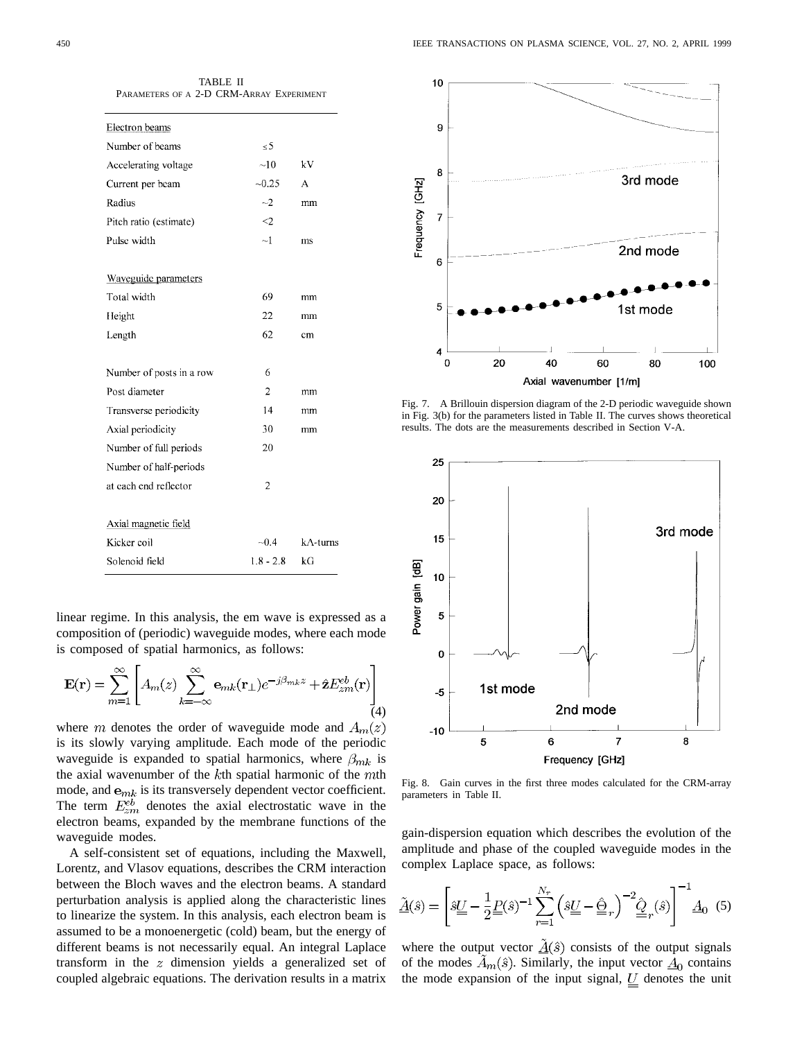TABLE II
PARAMETERS OF A 2-D CRM-ARRAY EXPERIMENT

| | | |
|---|---|---|
| **Electron beams** | | |
| Number of beams | ≤5 | |
| Accelerating voltage | ~10 | kV |
| Current per beam | ~0.25 | A |
| Radius | ~2 | mm |
| Pitch ratio (estimate) | <2 | |
| Pulse width | ~1 | ms |
| **Waveguide parameters** | | |
| Total width | 69 | mm |
| Height | 22 | mm |
| Length | 62 | cm |
| Number of posts in a row | 6 | |
| Post diameter | 2 | mm |
| Transverse periodicity | 14 | mm |
| Axial periodicity | 30 | mm |
| Number of full periods | 20 | |
| Number of half-periods at each end reflector | 2 | |
| **Axial magnetic field** | | |
| Kicker coil | ~0.4 | kA-turns |
| Solenoid field | 1.8 - 2.8 | kG |

linear regime. In this analysis, the em wave is expressed as a composition of (periodic) waveguide modes, where each mode is composed of spatial harmonics, as follows:

$$\mathbf{E}(\mathbf{r}) = \sum_{m=1}^{\infty} \left[ A_m(z) \sum_{k=-\infty}^{\infty} \mathbf{e}_{mk}(\mathbf{r}_{\perp}) e^{-j\beta_{mk} z} + \hat{\mathbf{z}} E_{zm}^{eb}(\mathbf{r}) \right] \tag{4}$$

where $m$ denotes the order of waveguide mode and $A_m(z)$ is its slowly varying amplitude. Each mode of the periodic waveguide is expanded to spatial harmonics, where $\beta_{mk}$ is the axial wavenumber of the $k$th spatial harmonic of the $m$th mode, and $\mathbf{e}_{mk}$ is its transversely dependent vector coefficient. The term $E_{zm}^{eb}$ denotes the axial electrostatic wave in the electron beams, expanded by the membrane functions of the waveguide modes.

A self-consistent set of equations, including the Maxwell, Lorentz, and Vlasov equations, describes the CRM interaction between the Bloch waves and the electron beams. A standard perturbation analysis is applied along the characteristic lines to linearize the system. In this analysis, each electron beam is assumed to be a monoenergetic (cold) beam, but the energy of different beams is not necessarily equal. An integral Laplace transform in the $z$ dimension yields a generalized set of coupled algebraic equations. The derivation results in a matrix gain-dispersion equation which describes the evolution of the amplitude and phase of the coupled waveguide modes in the complex Laplace space, as follows:

$$\underline{\tilde{A}}(\hat{s}) = \left[ \hat{s}\underline{\underline{U}} - \frac{1}{2}\underline{\underline{P}}(\hat{s})^{-1} \sum_{r=1}^{N_r} \left( \hat{s}\underline{\underline{U}} - \underline{\underline{\hat{\Theta}}}_r \right)^{-2} \underline{\underline{\hat{Q}}}_r(\hat{s}) \right]^{-1} \underline{A}_0 \tag{5}$$

where the output vector $\underline{\tilde{A}}(\hat{s})$ consists of the output signals of the modes $\tilde{A}_m(\hat{s})$. Similarly, the input vector $\underline{A}_0$ contains the mode expansion of the input signal, $\underline{\underline{U}}$ denotes the unit

Fig. 7. A Brillouin dispersion diagram of the 2-D periodic waveguide shown in Fig. 3(b) for the parameters listed in Table II. The curves shows theoretical results. The dots are the measurements described in Section V-A.

Fig. 8. Gain curves in the first three modes calculated for the CRM-array parameters in Table II.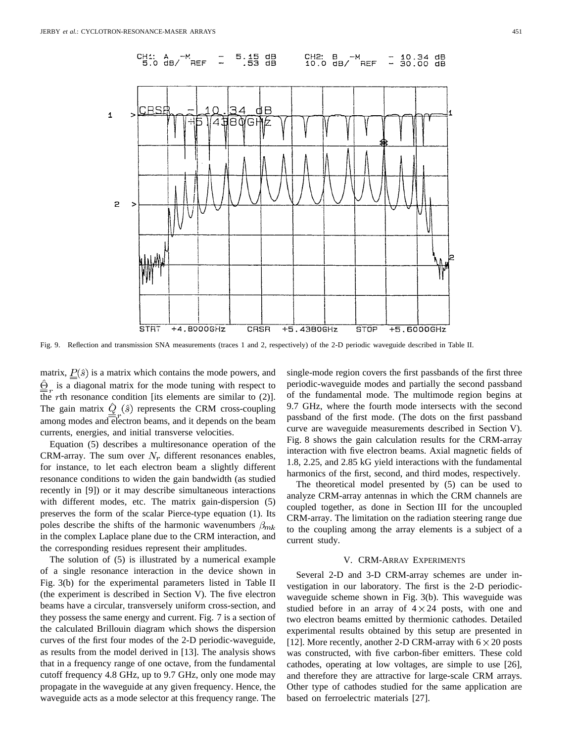Fig. 9. Reflection and transmission SNA measurements (traces 1 and 2, respectively) of the 2-D periodic waveguide described in Table II.

matrix, $\underline{\underline{P}}(\hat{s})$ is a matrix which contains the mode powers, and $\hat{\underline{\underline{\Theta}}}_r$ is a diagonal matrix for the mode tuning with respect to the $r$th resonance condition [its elements are similar to (2)]. The gain matrix $\hat{\underline{\underline{Q}}}_r(\hat{s})$ represents the CRM cross-coupling among modes and electron beams, and it depends on the beam currents, energies, and initial transverse velocities.

Equation (5) describes a multiresonance operation of the CRM-array. The sum over $N_r$ different resonances enables, for instance, to let each electron beam a slightly different resonance conditions to widen the gain bandwidth (as studied recently in [9]) or it may describe simultaneous interactions with different modes, etc. The matrix gain-dispersion (5) preserves the form of the scalar Pierce-type equation (1). Its poles describe the shifts of the harmonic wavenumbers $\beta_{mk}$ in the complex Laplace plane due to the CRM interaction, and the corresponding residues represent their amplitudes.

The solution of (5) is illustrated by a numerical example of a single resonance interaction in the device shown in Fig. 3(b) for the experimental parameters listed in Table II (the experiment is described in Section V). The five electron beams have a circular, transversely uniform cross-section, and they possess the same energy and current. Fig. 7 is a section of the calculated Brillouin diagram which shows the dispersion curves of the first four modes of the 2-D periodic-waveguide, as results from the model derived in [13]. The analysis shows that in a frequency range of one octave, from the fundamental cutoff frequency 4.8 GHz, up to 9.7 GHz, only one mode may propagate in the waveguide at any given frequency. Hence, the waveguide acts as a mode selector at this frequency range. The single-mode region covers the first passbands of the first three periodic-waveguide modes and partially the second passband of the fundamental mode. The multimode region begins at 9.7 GHz, where the fourth mode intersects with the second passband of the first mode. (The dots on the first passband curve are waveguide measurements described in Section V). Fig. 8 shows the gain calculation results for the CRM-array interaction with five electron beams. Axial magnetic fields of 1.8, 2.25, and 2.85 kG yield interactions with the fundamental harmonics of the first, second, and third modes, respectively.

The theoretical model presented by (5) can be used to analyze CRM-array antennas in which the CRM channels are coupled together, as done in Section III for the uncoupled CRM-array. The limitation on the radiation steering range due to the coupling among the array elements is a subject of a current study.

## V. CRM-Array Experiments

Several 2-D and 3-D CRM-array schemes are under investigation in our laboratory. The first is the 2-D periodic-waveguide scheme shown in Fig. 3(b). This waveguide was studied before in an array of $4 \times 24$ posts, with one and two electron beams emitted by thermionic cathodes. Detailed experimental results obtained by this setup are presented in [12]. More recently, another 2-D CRM-array with $6 \times 20$ posts was constructed, with five carbon-fiber emitters. These cold cathodes, operating at low voltages, are simple to use [26], and therefore they are attractive for large-scale CRM arrays. Other type of cathodes studied for the same application are based on ferroelectric materials [27].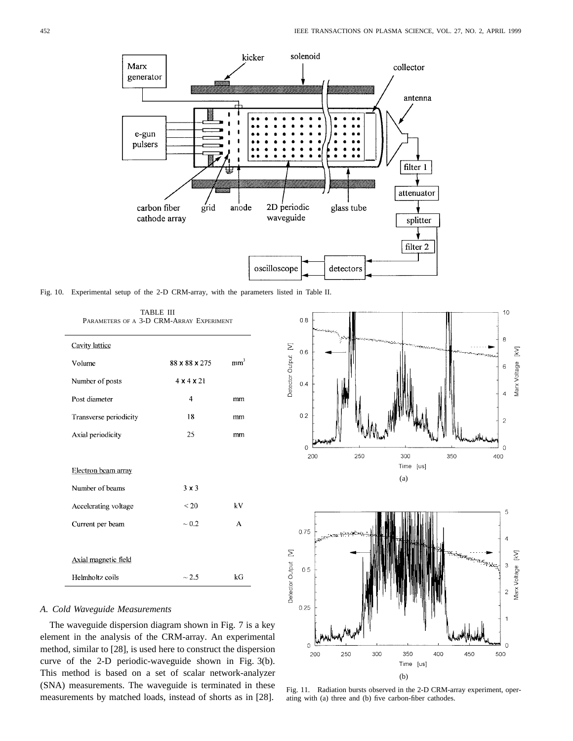Fig. 10. Experimental setup of the 2-D CRM-array, with the parameters listed in Table II.

TABLE III
PARAMETERS OF A 3-D CRM-ARRAY EXPERIMENT

| | | |
|---|---|---|
| Cavity lattice | | |
| Volume | 88 x 88 x 275 | $mm^3$ |
| Number of posts | 4 x 4 x 21 | |
| Post diameter | 4 | mm |
| Transverse periodicity | 18 | mm |
| Axial periodicity | 25 | mm |
| Electron beam array | | |
| Number of beams | 3 x 3 | |
| Accelerating voltage | < 20 | kV |
| Current per beam | ~ 0.2 | A |
| Axial magnetic field | | |
| Helmholtz coils | ~ 2.5 | kG |

Fig. 11. Radiation bursts observed in the 2-D CRM-array experiment, operating with (a) three and (b) five carbon-fiber cathodes.

### A. Cold Waveguide Measurements

The waveguide dispersion diagram shown in Fig. 7 is a key element in the analysis of the CRM-array. An experimental method, similar to [28], is used here to construct the dispersion curve of the 2-D periodic-waveguide shown in Fig. 3(b). This method is based on a set of scalar network-analyzer (SNA) measurements. The waveguide is terminated in these measurements by matched loads, instead of shorts as in [28].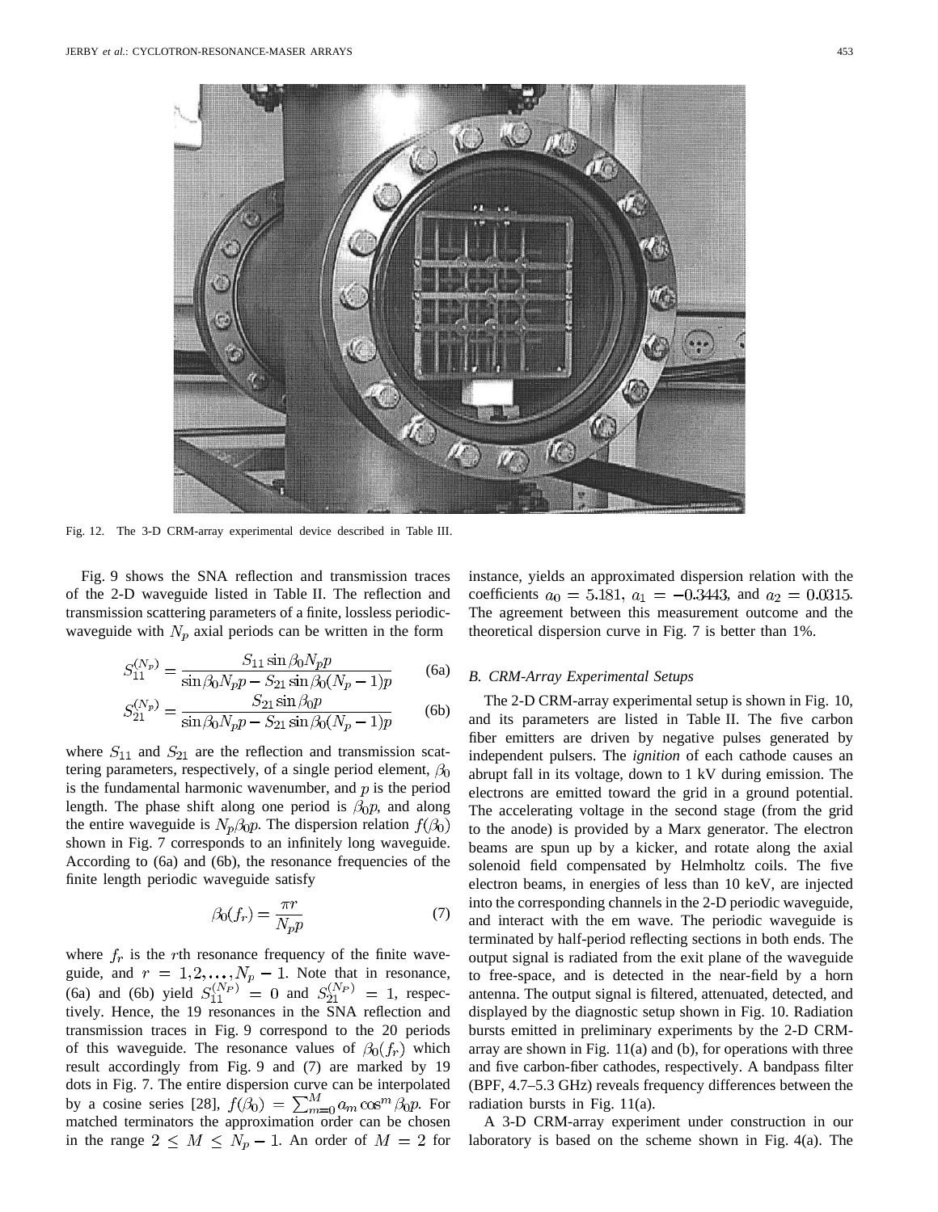Fig. 12. The 3-D CRM-array experimental device described in Table III.

Fig. 9 shows the SNA reflection and transmission traces of the 2-D waveguide listed in Table II. The reflection and transmission scattering parameters of a finite, lossless periodic-waveguide with $N_p$ axial periods can be written in the form

$$S_{11}^{(N_p)} = \frac{S_{11} \sin \beta_0 N_p p}{\sin \beta_0 N_p p - S_{21} \sin \beta_0 (N_p - 1) p} \tag{6a}$$

$$S_{21}^{(N_p)} = \frac{S_{21} \sin \beta_0 p}{\sin \beta_0 N_p p - S_{21} \sin \beta_0 (N_p - 1) p} \tag{6b}$$

where $S_{11}$ and $S_{21}$ are the reflection and transmission scattering parameters, respectively, of a single period element, $\beta_0$ is the fundamental harmonic wavenumber, and $p$ is the period length. The phase shift along one period is $\beta_0 p$, and along the entire waveguide is $N_p \beta_0 p$. The dispersion relation $f(\beta_0)$ shown in Fig. 7 corresponds to an infinitely long waveguide. According to (6a) and (6b), the resonance frequencies of the finite length periodic waveguide satisfy

$$\beta_0(f_r) = \frac{\pi r}{N_p p} \tag{7}$$

where $f_r$ is the $r$th resonance frequency of the finite waveguide, and $r = 1, 2, \ldots, N_p - 1$. Note that in resonance, (6a) and (6b) yield $S_{11}^{(N_P)} = 0$ and $S_{21}^{(N_P)} = 1$, respectively. Hence, the 19 resonances in the SNA reflection and transmission traces in Fig. 9 correspond to the 20 periods of this waveguide. The resonance values of $\beta_0(f_r)$ which result accordingly from Fig. 9 and (7) are marked by 19 dots in Fig. 7. The entire dispersion curve can be interpolated by a cosine series [28], $f(\beta_0) = \sum_{m=0}^{M} a_m \cos^m \beta_0 p$. For matched terminators the approximation order can be chosen in the range $2 \leq M \leq N_p - 1$. An order of $M = 2$ for instance, yields an approximated dispersion relation with the coefficients $a_0 = 5.181$, $a_1 = -0.3443$, and $a_2 = 0.0315$. The agreement between this measurement outcome and the theoretical dispersion curve in Fig. 7 is better than 1%.

### B. CRM-Array Experimental Setups

The 2-D CRM-array experimental setup is shown in Fig. 10, and its parameters are listed in Table II. The five carbon fiber emitters are driven by negative pulses generated by independent pulsers. The *ignition* of each cathode causes an abrupt fall in its voltage, down to 1 kV during emission. The electrons are emitted toward the grid in a ground potential. The accelerating voltage in the second stage (from the grid to the anode) is provided by a Marx generator. The electron beams are spun up by a kicker, and rotate along the axial solenoid field compensated by Helmholtz coils. The five electron beams, in energies of less than 10 keV, are injected into the corresponding channels in the 2-D periodic waveguide, and interact with the em wave. The periodic waveguide is terminated by half-period reflecting sections in both ends. The output signal is radiated from the exit plane of the waveguide to free-space, and is detected in the near-field by a horn antenna. The output signal is filtered, attenuated, detected, and displayed by the diagnostic setup shown in Fig. 10. Radiation bursts emitted in preliminary experiments by the 2-D CRM-array are shown in Fig. 11(a) and (b), for operations with three and five carbon-fiber cathodes, respectively. A bandpass filter (BPF, 4.7–5.3 GHz) reveals frequency differences between the radiation bursts in Fig. 11(a).

A 3-D CRM-array experiment under construction in our laboratory is based on the scheme shown in Fig. 4(a). The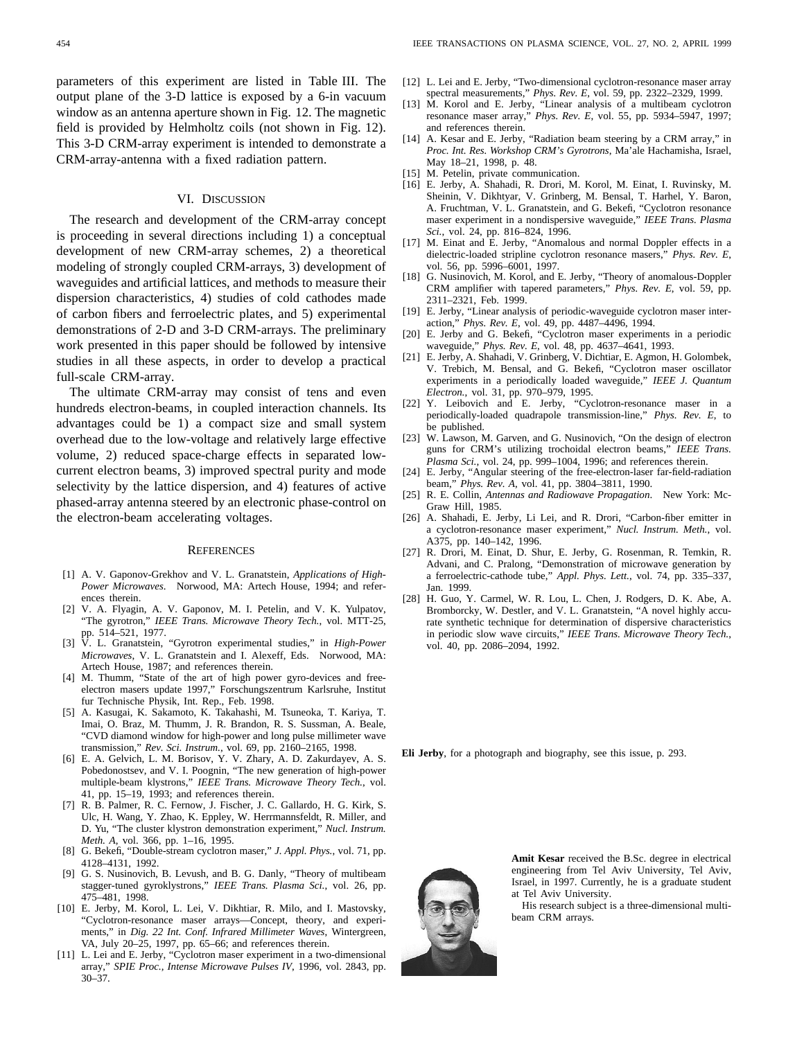parameters of this experiment are listed in Table III. The output plane of the 3-D lattice is exposed by a 6-in vacuum window as an antenna aperture shown in Fig. 12. The magnetic field is provided by Helmholtz coils (not shown in Fig. 12). This 3-D CRM-array experiment is intended to demonstrate a CRM-array-antenna with a fixed radiation pattern.

## VI. Discussion

The research and development of the CRM-array concept is proceeding in several directions including 1) a conceptual development of new CRM-array schemes, 2) a theoretical modeling of strongly coupled CRM-arrays, 3) development of waveguides and artificial lattices, and methods to measure their dispersion characteristics, 4) studies of cold cathodes made of carbon fibers and ferroelectric plates, and 5) experimental demonstrations of 2-D and 3-D CRM-arrays. The preliminary work presented in this paper should be followed by intensive studies in all these aspects, in order to develop a practical full-scale CRM-array.

The ultimate CRM-array may consist of tens and even hundreds electron-beams, in coupled interaction channels. Its advantages could be 1) a compact size and small system overhead due to the low-voltage and relatively large effective volume, 2) reduced space-charge effects in separated low-current electron beams, 3) improved spectral purity and mode selectivity by the lattice dispersion, and 4) features of active phased-array antenna steered by an electronic phase-control on the electron-beam accelerating voltages.

## References

[1] A. V. Gaponov-Grekhov and V. L. Granatstein, *Applications of High-Power Microwaves*. Norwood, MA: Artech House, 1994; and references therein.

[2] V. A. Flyagin, A. V. Gaponov, M. I. Petelin, and V. K. Yulpatov, "The gyrotron," *IEEE Trans. Microwave Theory Tech.*, vol. MTT-25, pp. 514–521, 1977.

[3] V. L. Granatstein, "Gyrotron experimental studies," in *High-Power Microwaves*, V. L. Granatstein and I. Alexeff, Eds. Norwood, MA: Artech House, 1987; and references therein.

[4] M. Thumm, "State of the art of high power gyro-devices and free-electron masers update 1997," Forschungszentrum Karlsruhe, Institut fur Technische Physik, Int. Rep., Feb. 1998.

[5] A. Kasugai, K. Sakamoto, K. Takahashi, M. Tsuneoka, T. Kariya, T. Imai, O. Braz, M. Thumm, J. R. Brandon, R. S. Sussman, A. Beale, "CVD diamond window for high-power and long pulse millimeter wave transmission," *Rev. Sci. Instrum.*, vol. 69, pp. 2160–2165, 1998.

[6] E. A. Gelvich, L. M. Borisov, Y. V. Zhary, A. D. Zakurdayev, A. S. Pobedonostsev, and V. I. Poognin, "The new generation of high-power multiple-beam klystrons," *IEEE Trans. Microwave Theory Tech.*, vol. 41, pp. 15–19, 1993; and references therein.

[7] R. B. Palmer, R. C. Fernow, J. Fischer, J. C. Gallardo, H. G. Kirk, S. Ulc, H. Wang, Y. Zhao, K. Eppley, W. Herrmannsfeldt, R. Miller, and D. Yu, "The cluster klystron demonstration experiment," *Nucl. Instrum. Meth. A*, vol. 366, pp. 1–16, 1995.

[8] G. Bekefi, "Double-stream cyclotron maser," *J. Appl. Phys.*, vol. 71, pp. 4128–4131, 1992.

[9] G. S. Nusinovich, B. Levush, and B. G. Danly, "Theory of multibeam stagger-tuned gyroklystrons," *IEEE Trans. Plasma Sci.*, vol. 26, pp. 475–481, 1998.

[10] E. Jerby, M. Korol, L. Lei, V. Dikhtiar, R. Milo, and I. Mastovsky, "Cyclotron-resonance maser arrays—Concept, theory, and experiments," in *Dig. 22 Int. Conf. Infrared Millimeter Waves*, Wintergreen, VA, July 20–25, 1997, pp. 65–66; and references therein.

[11] L. Lei and E. Jerby, "Cyclotron maser experiment in a two-dimensional array," *SPIE Proc., Intense Microwave Pulses IV*, 1996, vol. 2843, pp. 30–37.

[12] L. Lei and E. Jerby, "Two-dimensional cyclotron-resonance maser array spectral measurements," *Phys. Rev. E*, vol. 59, pp. 2322–2329, 1999.

[13] M. Korol and E. Jerby, "Linear analysis of a multibeam cyclotron resonance maser array," *Phys. Rev. E*, vol. 55, pp. 5934–5947, 1997; and references therein.

[14] A. Kesar and E. Jerby, "Radiation beam steering by a CRM array," in *Proc. Int. Res. Workshop CRM's Gyrotrons*, Ma'ale Hachamisha, Israel, May 18–21, 1998, p. 48.

[15] M. Petelin, private communication.

[16] E. Jerby, A. Shahadi, R. Drori, M. Korol, M. Einat, I. Ruvinsky, M. Sheinin, V. Dikhtyar, V. Grinberg, M. Bensal, T. Harhel, Y. Baron, A. Fruchtman, V. L. Granatstein, and G. Bekefi, "Cyclotron resonance maser experiment in a nondispersive waveguide," *IEEE Trans. Plasma Sci.*, vol. 24, pp. 816–824, 1996.

[17] M. Einat and E. Jerby, "Anomalous and normal Doppler effects in a dielectric-loaded stripline cyclotron resonance masers," *Phys. Rev. E*, vol. 56, pp. 5996–6001, 1997.

[18] G. Nusinovich, M. Korol, and E. Jerby, "Theory of anomalous-Doppler CRM amplifier with tapered parameters," *Phys. Rev. E*, vol. 59, pp. 2311–2321, Feb. 1999.

[19] E. Jerby, "Linear analysis of periodic-waveguide cyclotron maser interaction," *Phys. Rev. E*, vol. 49, pp. 4487–4496, 1994.

[20] E. Jerby and G. Bekefi, "Cyclotron maser experiments in a periodic waveguide," *Phys. Rev. E*, vol. 48, pp. 4637–4641, 1993.

[21] E. Jerby, A. Shahadi, V. Grinberg, V. Dichtiar, E. Agmon, H. Golombek, V. Trebich, M. Bensal, and G. Bekefi, "Cyclotron maser oscillator experiments in a periodically loaded waveguide," *IEEE J. Quantum Electron.*, vol. 31, pp. 970–979, 1995.

[22] Y. Leibovich and E. Jerby, "Cyclotron-resonance maser in a periodically-loaded quadrapole transmission-line," *Phys. Rev. E*, to be published.

[23] W. Lawson, M. Garven, and G. Nusinovich, "On the design of electron guns for CRM's utilizing trochoidal electron beams," *IEEE Trans. Plasma Sci.*, vol. 24, pp. 999–1004, 1996; and references therein.

[24] E. Jerby, "Angular steering of the free-electron-laser far-field-radiation beam," *Phys. Rev. A*, vol. 41, pp. 3804–3811, 1990.

[25] R. E. Collin, *Antennas and Radiowave Propagation*. New York: McGraw Hill, 1985.

[26] A. Shahadi, E. Jerby, Li Lei, and R. Drori, "Carbon-fiber emitter in a cyclotron-resonance maser experiment," *Nucl. Instrum. Meth.*, vol. A375, pp. 140–142, 1996.

[27] R. Drori, M. Einat, D. Shur, E. Jerby, G. Rosenman, R. Temkin, R. Advani, and C. Pralong, "Demonstration of microwave generation by a ferroelectric-cathode tube," *Appl. Phys. Lett.*, vol. 74, pp. 335–337, Jan. 1999.

[28] H. Guo, Y. Carmel, W. R. Lou, L. Chen, J. Rodgers, D. K. Abe, A. Bromborcky, W. Destler, and V. L. Granatstein, "A novel highly accurate synthetic technique for determination of dispersive characteristics in periodic slow wave circuits," *IEEE Trans. Microwave Theory Tech.*, vol. 40, pp. 2086–2094, 1992.

**Eli Jerby**, for a photograph and biography, see this issue, p. 293.

**Amit Kesar** received the B.Sc. degree in electrical engineering from Tel Aviv University, Tel Aviv, Israel, in 1997. Currently, he is a graduate student at Tel Aviv University.

His research subject is a three-dimensional multi-beam CRM arrays.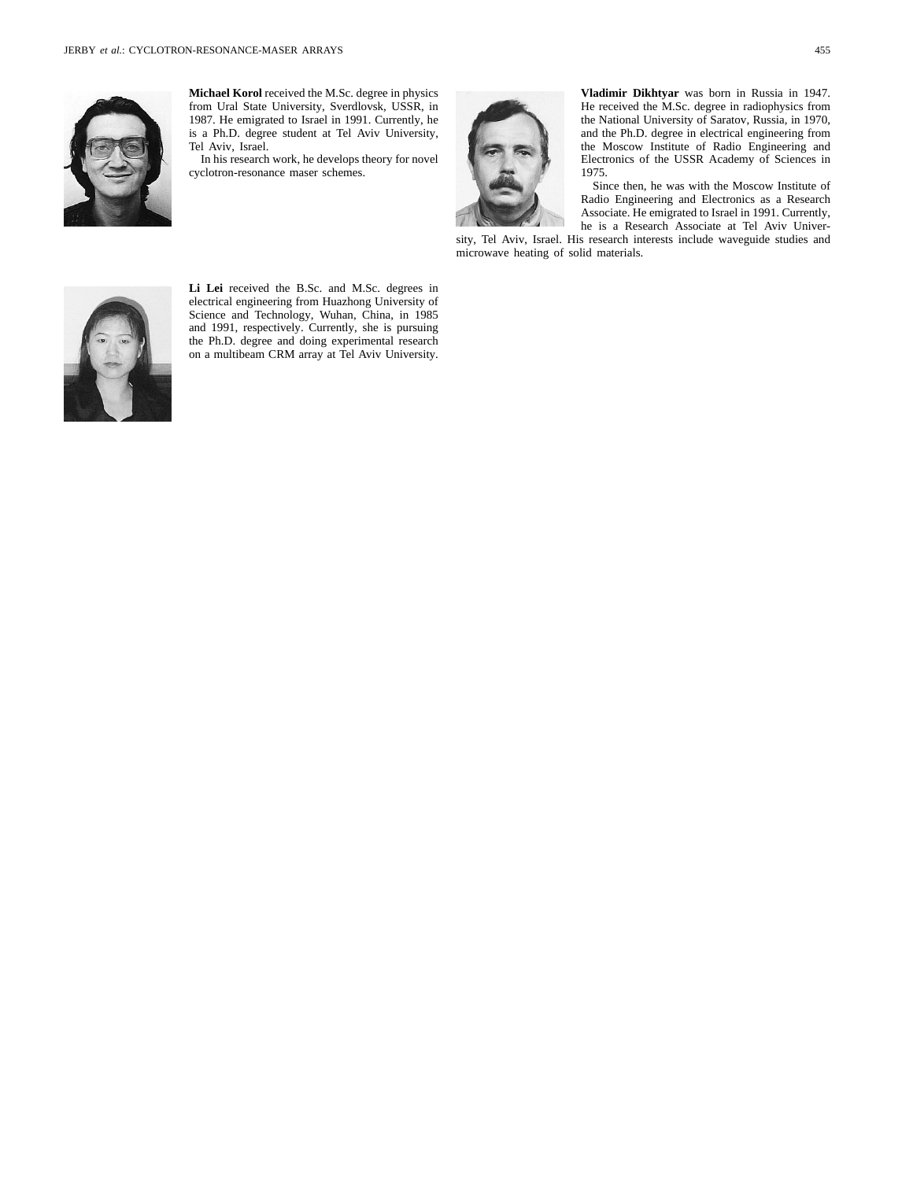**Michael Korol** received the M.Sc. degree in physics from Ural State University, Sverdlovsk, USSR, in 1987. He emigrated to Israel in 1991. Currently, he is a Ph.D. degree student at Tel Aviv University, Tel Aviv, Israel.

In his research work, he develops theory for novel cyclotron-resonance maser schemes.

**Li Lei** received the B.Sc. and M.Sc. degrees in electrical engineering from Huazhong University of Science and Technology, Wuhan, China, in 1985 and 1991, respectively. Currently, she is pursuing the Ph.D. degree and doing experimental research on a multibeam CRM array at Tel Aviv University.

**Vladimir Dikhtyar** was born in Russia in 1947. He received the M.Sc. degree in radiophysics from the National University of Saratov, Russia, in 1970, and the Ph.D. degree in electrical engineering from the Moscow Institute of Radio Engineering and Electronics of the USSR Academy of Sciences in 1975.

Since then, he was with the Moscow Institute of Radio Engineering and Electronics as a Research Associate. He emigrated to Israel in 1991. Currently, he is a Research Associate at Tel Aviv University, Tel Aviv, Israel. His research interests include waveguide studies and microwave heating of solid materials.